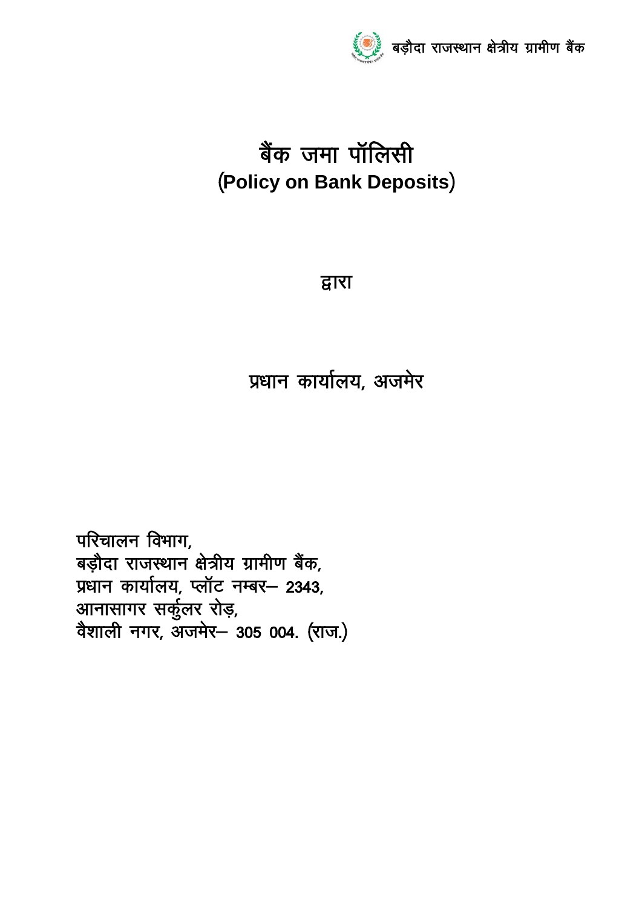बड़ौदा राजस्थान क्षेत्रीय ग्रामीण बैंक

# बैंक जमा पॉलिसी
## (Policy on Bank Deposits)

द्वारा

प्रधान कार्यालय, अजमेर

परिचालन विभाग,
बड़ौदा राजस्थान क्षेत्रीय ग्रामीण बैंक,
प्रधान कार्यालय, प्लॉट नम्बर– 2343,
आनासागर सर्कुलर रोड़,
वैशाली नगर, अजमेर– 305 004. (राज.)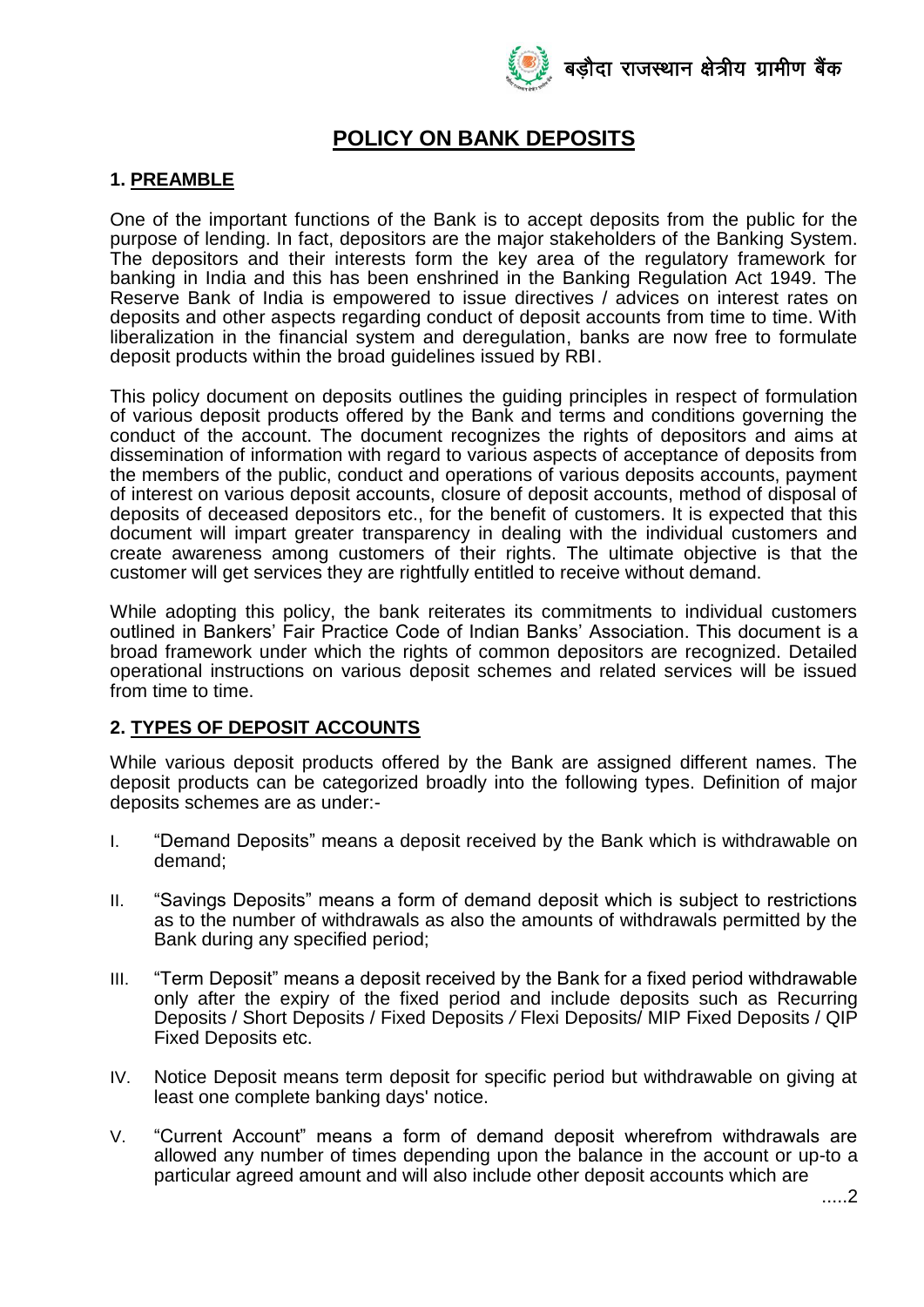# POLICY ON BANK DEPOSITS

## 1. PREAMBLE

One of the important functions of the Bank is to accept deposits from the public for the purpose of lending. In fact, depositors are the major stakeholders of the Banking System. The depositors and their interests form the key area of the regulatory framework for banking in India and this has been enshrined in the Banking Regulation Act 1949. The Reserve Bank of India is empowered to issue directives / advices on interest rates on deposits and other aspects regarding conduct of deposit accounts from time to time. With liberalization in the financial system and deregulation, banks are now free to formulate deposit products within the broad guidelines issued by RBI.

This policy document on deposits outlines the guiding principles in respect of formulation of various deposit products offered by the Bank and terms and conditions governing the conduct of the account. The document recognizes the rights of depositors and aims at dissemination of information with regard to various aspects of acceptance of deposits from the members of the public, conduct and operations of various deposits accounts, payment of interest on various deposit accounts, closure of deposit accounts, method of disposal of deposits of deceased depositors etc., for the benefit of customers. It is expected that this document will impart greater transparency in dealing with the individual customers and create awareness among customers of their rights. The ultimate objective is that the customer will get services they are rightfully entitled to receive without demand.

While adopting this policy, the bank reiterates its commitments to individual customers outlined in Bankers' Fair Practice Code of Indian Banks' Association. This document is a broad framework under which the rights of common depositors are recognized. Detailed operational instructions on various deposit schemes and related services will be issued from time to time.

## 2. TYPES OF DEPOSIT ACCOUNTS

While various deposit products offered by the Bank are assigned different names. The deposit products can be categorized broadly into the following types. Definition of major deposits schemes are as under:-

I. "Demand Deposits" means a deposit received by the Bank which is withdrawable on demand;

II. "Savings Deposits" means a form of demand deposit which is subject to restrictions as to the number of withdrawals as also the amounts of withdrawals permitted by the Bank during any specified period;

III. "Term Deposit" means a deposit received by the Bank for a fixed period withdrawable only after the expiry of the fixed period and include deposits such as Recurring Deposits / Short Deposits / Fixed Deposits / Flexi Deposits/ MIP Fixed Deposits / QIP Fixed Deposits etc.

IV. Notice Deposit means term deposit for specific period but withdrawable on giving at least one complete banking days' notice.

V. "Current Account" means a form of demand deposit wherefrom withdrawals are allowed any number of times depending upon the balance in the account or up-to a particular agreed amount and will also include other deposit accounts which are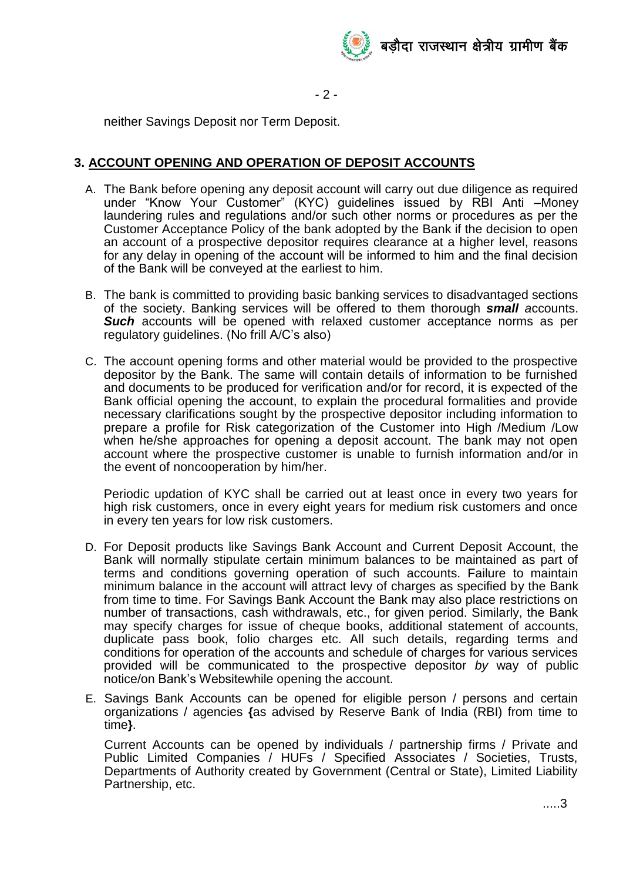neither Savings Deposit nor Term Deposit.

## 3. ACCOUNT OPENING AND OPERATION OF DEPOSIT ACCOUNTS

A. The Bank before opening any deposit account will carry out due diligence as required under "Know Your Customer" (KYC) guidelines issued by RBI Anti –Money laundering rules and regulations and/or such other norms or procedures as per the Customer Acceptance Policy of the bank adopted by the Bank if the decision to open an account of a prospective depositor requires clearance at a higher level, reasons for any delay in opening of the account will be informed to him and the final decision of the Bank will be conveyed at the earliest to him.

B. The bank is committed to providing basic banking services to disadvantaged sections of the society. Banking services will be offered to them thorough ***small*** *a*ccounts. ***Such*** accounts will be opened with relaxed customer acceptance norms as per regulatory guidelines. (No frill A/C's also)

C. The account opening forms and other material would be provided to the prospective depositor by the Bank. The same will contain details of information to be furnished and documents to be produced for verification and/or for record, it is expected of the Bank official opening the account, to explain the procedural formalities and provide necessary clarifications sought by the prospective depositor including information to prepare a profile for Risk categorization of the Customer into High /Medium /Low when he/she approaches for opening a deposit account. The bank may not open account where the prospective customer is unable to furnish information and/or in the event of noncooperation by him/her.

   Periodic updation of KYC shall be carried out at least once in every two years for high risk customers, once in every eight years for medium risk customers and once in every ten years for low risk customers.

D. For Deposit products like Savings Bank Account and Current Deposit Account, the Bank will normally stipulate certain minimum balances to be maintained as part of terms and conditions governing operation of such accounts. Failure to maintain minimum balance in the account will attract levy of charges as specified by the Bank from time to time. For Savings Bank Account the Bank may also place restrictions on number of transactions, cash withdrawals, etc., for given period. Similarly, the Bank may specify charges for issue of cheque books, additional statement of accounts, duplicate pass book, folio charges etc. All such details, regarding terms and conditions for operation of the accounts and schedule of charges for various services provided will be communicated to the prospective depositor *by* way of public notice/on Bank's Websitewhile opening the account.

E. Savings Bank Accounts can be opened for eligible person / persons and certain organizations / agencies **{**as advised by Reserve Bank of India (RBI) from time to time**}**.

   Current Accounts can be opened by individuals / partnership firms / Private and Public Limited Companies / HUFs / Specified Associates / Societies, Trusts, Departments of Authority created by Government (Central or State), Limited Liability Partnership, etc.

.....3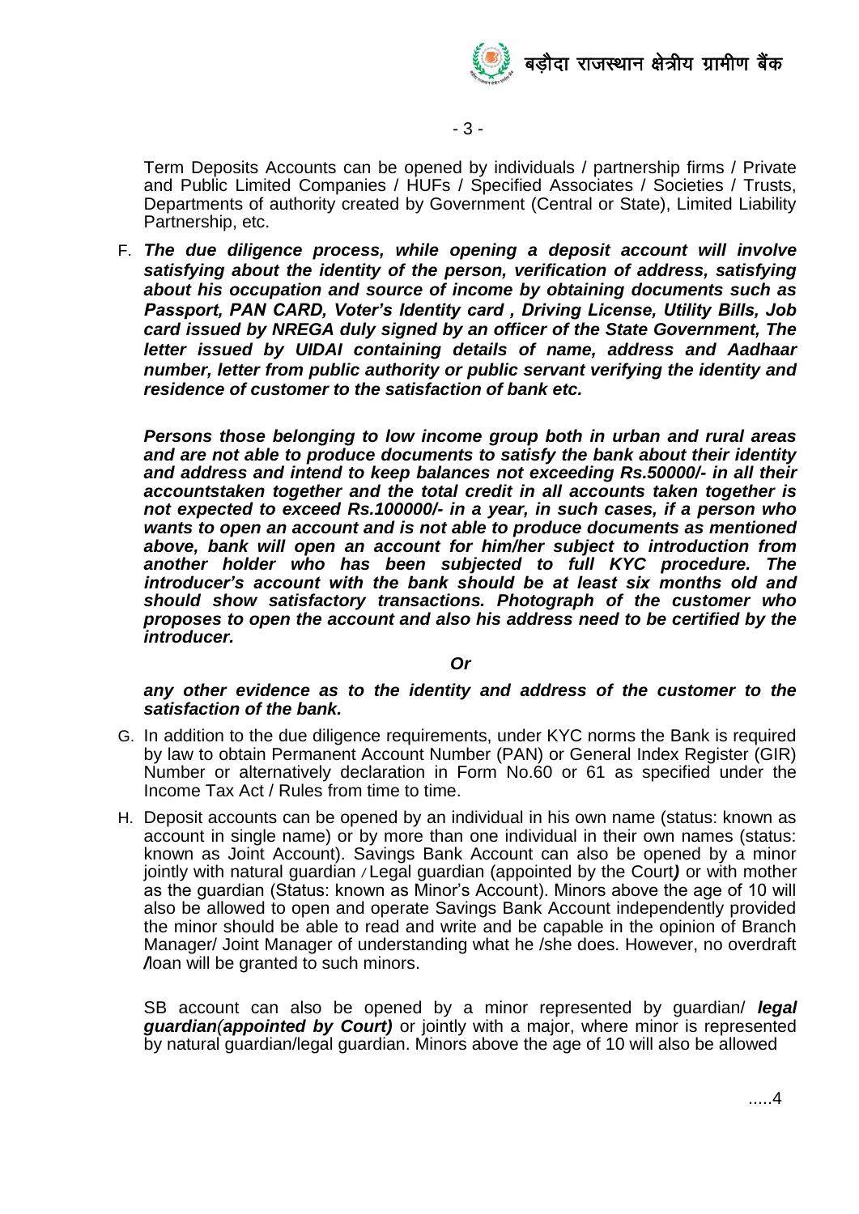Term Deposits Accounts can be opened by individuals / partnership firms / Private and Public Limited Companies / HUFs / Specified Associates / Societies / Trusts, Departments of authority created by Government (Central or State), Limited Liability Partnership, etc.

F. ***The due diligence process, while opening a deposit account will involve satisfying about the identity of the person, verification of address, satisfying about his occupation and source of income by obtaining documents such as Passport, PAN CARD, Voter's Identity card , Driving License, Utility Bills, Job card issued by NREGA duly signed by an officer of the State Government, The letter issued by UIDAI containing details of name, address and Aadhaar number, letter from public authority or public servant verifying the identity and residence of customer to the satisfaction of bank etc.***

***Persons those belonging to low income group both in urban and rural areas and are not able to produce documents to satisfy the bank about their identity and address and intend to keep balances not exceeding Rs.50000/- in all their accountstaken together and the total credit in all accounts taken together is not expected to exceed Rs.100000/- in a year, in such cases, if a person who wants to open an account and is not able to produce documents as mentioned above, bank will open an account for him/her subject to introduction from another holder who has been subjected to full KYC procedure. The introducer's account with the bank should be at least six months old and should show satisfactory transactions. Photograph of the customer who proposes to open the account and also his address need to be certified by the introducer.***

***Or***

***any other evidence as to the identity and address of the customer to the satisfaction of the bank.***

G. In addition to the due diligence requirements, under KYC norms the Bank is required by law to obtain Permanent Account Number (PAN) or General Index Register (GIR) Number or alternatively declaration in Form No.60 or 61 as specified under the Income Tax Act / Rules from time to time.

H. Deposit accounts can be opened by an individual in his own name (status: known as account in single name) or by more than one individual in their own names (status: known as Joint Account). Savings Bank Account can also be opened by a minor jointly with natural guardian / Legal guardian (appointed by the Court***)*** or with mother as the guardian (Status: known as Minor's Account). Minors above the age of 10 will also be allowed to open and operate Savings Bank Account independently provided the minor should be able to read and write and be capable in the opinion of Branch Manager/ Joint Manager of understanding what he /she does. However, no overdraft ***/***loan will be granted to such minors.

SB account can also be opened by a minor represented by guardian/ ***legal guardian(appointed by Court)*** or jointly with a major, where minor is represented by natural guardian/legal guardian. Minors above the age of 10 will also be allowed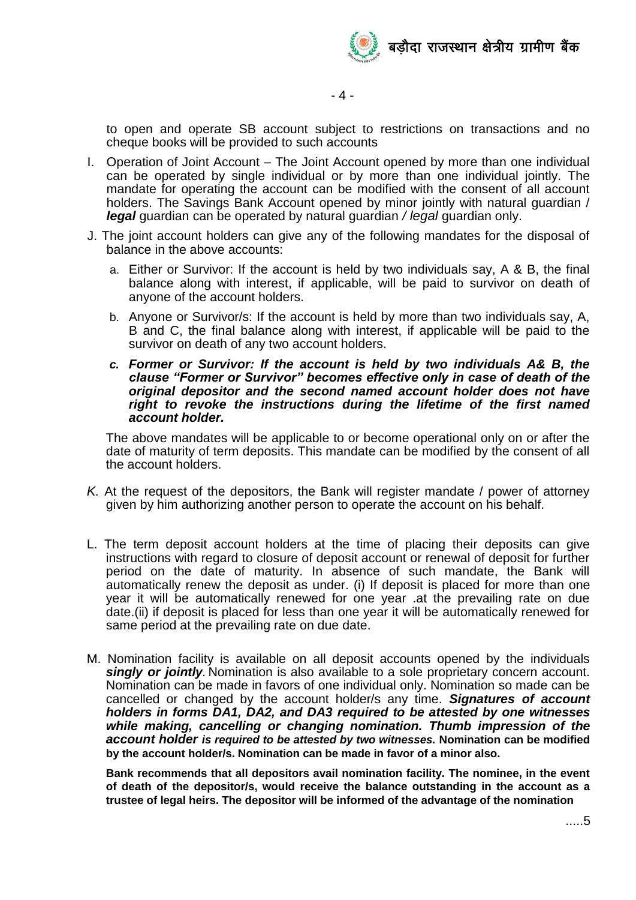to open and operate SB account subject to restrictions on transactions and no cheque books will be provided to such accounts

I. Operation of Joint Account – The Joint Account opened by more than one individual can be operated by single individual or by more than one individual jointly. The mandate for operating the account can be modified with the consent of all account holders. The Savings Bank Account opened by minor jointly with natural guardian / ***legal*** guardian can be operated by natural guardian */ legal* guardian only.

J. The joint account holders can give any of the following mandates for the disposal of balance in the above accounts:

   a. Either or Survivor: If the account is held by two individuals say, A & B, the final balance along with interest, if applicable, will be paid to survivor on death of anyone of the account holders.

   b. Anyone or Survivor/s: If the account is held by more than two individuals say, A, B and C, the final balance along with interest, if applicable will be paid to the survivor on death of any two account holders.

   ***c. Former or Survivor: If the account is held by two individuals A& B, the clause "Former or Survivor" becomes effective only in case of death of the original depositor and the second named account holder does not have right to revoke the instructions during the lifetime of the first named account holder.***

   The above mandates will be applicable to or become operational only on or after the date of maturity of term deposits. This mandate can be modified by the consent of all the account holders.

*K.* At the request of the depositors, the Bank will register mandate / power of attorney given by him authorizing another person to operate the account on his behalf.

L. The term deposit account holders at the time of placing their deposits can give instructions with regard to closure of deposit account or renewal of deposit for further period on the date of maturity. In absence of such mandate, the Bank will automatically renew the deposit as under. (i) If deposit is placed for more than one year it will be automatically renewed for one year .at the prevailing rate on due date.(ii) if deposit is placed for less than one year it will be automatically renewed for same period at the prevailing rate on due date.

M. Nomination facility is available on all deposit accounts opened by the individuals ***singly or jointly***. Nomination is also available to a sole proprietary concern account. Nomination can be made in favors of one individual only. Nomination so made can be cancelled or changed by the account holder/s any time. ***Signatures of account holders in forms DA1, DA2, and DA3 required to be attested by one witnesses while making, cancelling or changing nomination. Thumb impression of the account holder is required to be attested by two witnesses.*** **Nomination can be modified by the account holder/s. Nomination can be made in favor of a minor also.**

   **Bank recommends that all depositors avail nomination facility. The nominee, in the event of death of the depositor/s, would receive the balance outstanding in the account as a trustee of legal heirs. The depositor will be informed of the advantage of the nomination**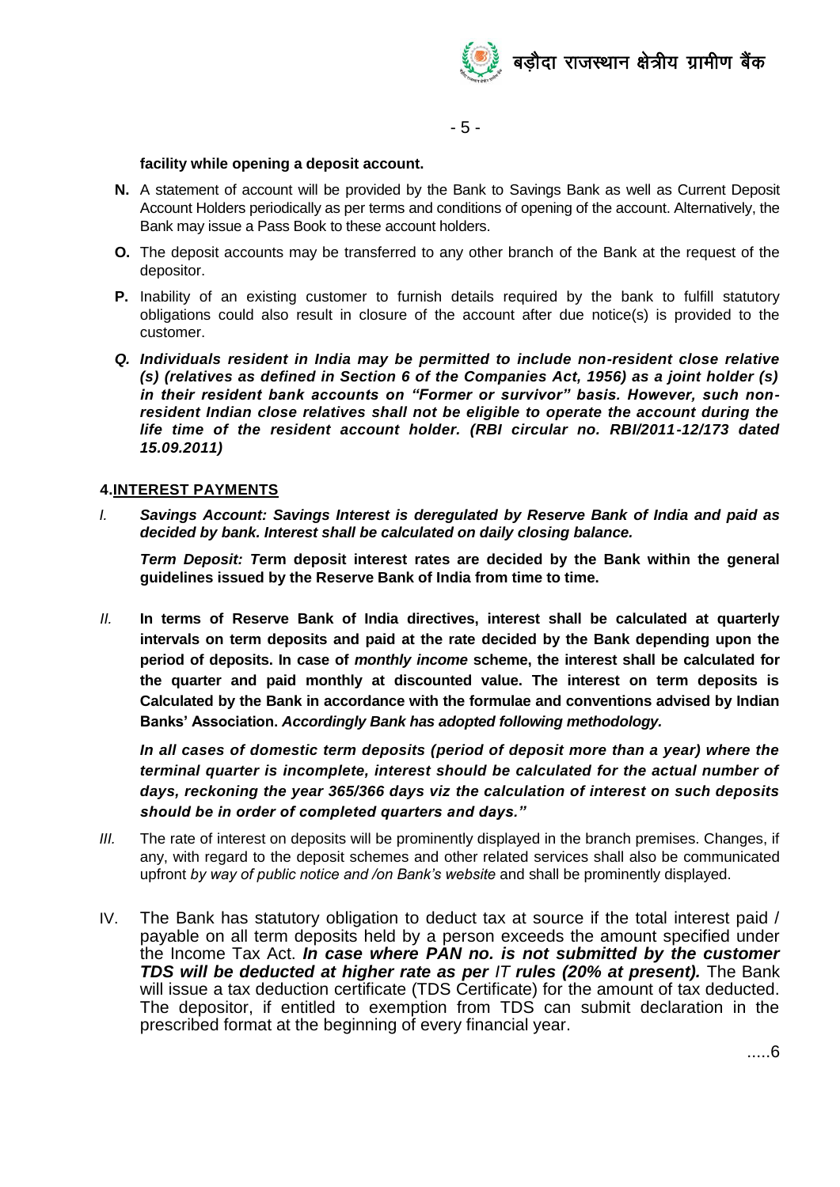**facility while opening a deposit account.**

**N.** A statement of account will be provided by the Bank to Savings Bank as well as Current Deposit Account Holders periodically as per terms and conditions of opening of the account. Alternatively, the Bank may issue a Pass Book to these account holders.

**O.** The deposit accounts may be transferred to any other branch of the Bank at the request of the depositor.

**P.** Inability of an existing customer to furnish details required by the bank to fulfill statutory obligations could also result in closure of the account after due notice(s) is provided to the customer.

***Q. Individuals resident in India may be permitted to include non-resident close relative (s) (relatives as defined in Section 6 of the Companies Act, 1956) as a joint holder (s) in their resident bank accounts on "Former or survivor" basis. However, such non-resident Indian close relatives shall not be eligible to operate the account during the life time of the resident account holder. (RBI circular no. RBI/2011-12/173 dated 15.09.2011)***

## 4. INTEREST PAYMENTS

*I.* ***Savings Account: Savings Interest is deregulated by Reserve Bank of India and paid as decided by bank. Interest shall be calculated on daily closing balance.***

***Term Deposit:*** **Term deposit interest rates are decided by the Bank within the general guidelines issued by the Reserve Bank of India from time to time.**

*II.* **In terms of Reserve Bank of India directives, interest shall be calculated at quarterly intervals on term deposits and paid at the rate decided by the Bank depending upon the period of deposits. In case of** ***monthly income*** **scheme, the interest shall be calculated for the quarter and paid monthly at discounted value. The interest on term deposits is Calculated by the Bank in accordance with the formulae and conventions advised by Indian Banks' Association.** ***Accordingly Bank has adopted following methodology.***

***In all cases of domestic term deposits (period of deposit more than a year) where the terminal quarter is incomplete, interest should be calculated for the actual number of days, reckoning the year 365/366 days viz the calculation of interest on such deposits should be in order of completed quarters and days."***

*III.* The rate of interest on deposits will be prominently displayed in the branch premises. Changes, if any, with regard to the deposit schemes and other related services shall also be communicated upfront *by way of public notice and /on Bank's website* and shall be prominently displayed.

IV. The Bank has statutory obligation to deduct tax at source if the total interest paid / payable on all term deposits held by a person exceeds the amount specified under the Income Tax Act. ***In case where PAN no. is not submitted by the customer TDS will be deducted at higher rate as per IT rules (20% at present).*** The Bank will issue a tax deduction certificate (TDS Certificate) for the amount of tax deducted. The depositor, if entitled to exemption from TDS can submit declaration in the prescribed format at the beginning of every financial year.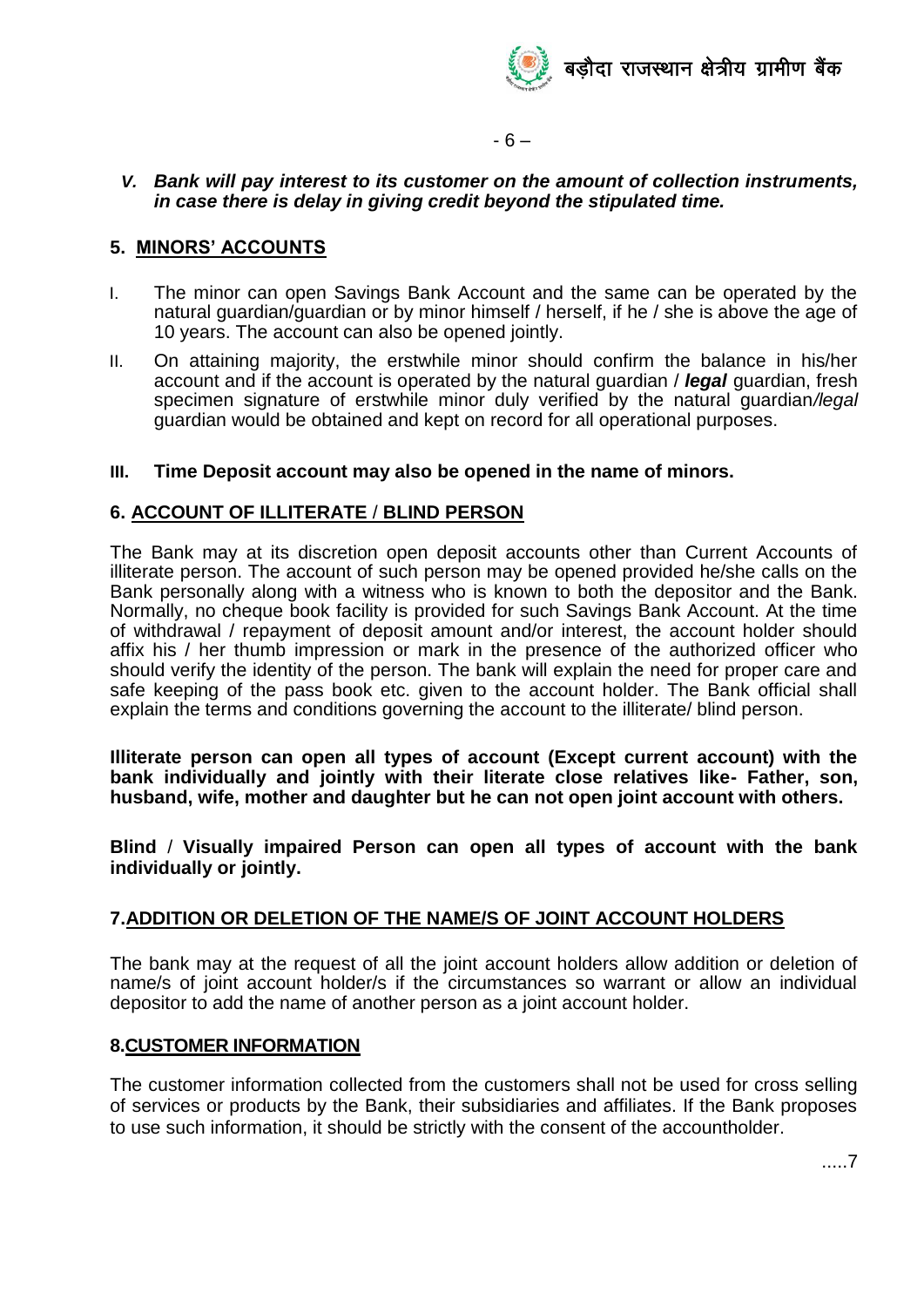***V. Bank will pay interest to its customer on the amount of collection instruments, in case there is delay in giving credit beyond the stipulated time.***

## 5. MINORS' ACCOUNTS

I. The minor can open Savings Bank Account and the same can be operated by the natural guardian/guardian or by minor himself / herself, if he / she is above the age of 10 years. The account can also be opened jointly.

II. On attaining majority, the erstwhile minor should confirm the balance in his/her account and if the account is operated by the natural guardian / ***legal*** guardian, fresh specimen signature of erstwhile minor duly verified by the natural guardian*/legal* guardian would be obtained and kept on record for all operational purposes.

**III. Time Deposit account may also be opened in the name of minors.**

## 6. ACCOUNT OF ILLITERATE / BLIND PERSON

The Bank may at its discretion open deposit accounts other than Current Accounts of illiterate person. The account of such person may be opened provided he/she calls on the Bank personally along with a witness who is known to both the depositor and the Bank. Normally, no cheque book facility is provided for such Savings Bank Account. At the time of withdrawal / repayment of deposit amount and/or interest, the account holder should affix his / her thumb impression or mark in the presence of the authorized officer who should verify the identity of the person. The bank will explain the need for proper care and safe keeping of the pass book etc. given to the account holder. The Bank official shall explain the terms and conditions governing the account to the illiterate/ blind person.

**Illiterate person can open all types of account (Except current account) with the bank individually and jointly with their literate close relatives like- Father, son, husband, wife, mother and daughter but he can not open joint account with others.**

**Blind / Visually impaired Person can open all types of account with the bank individually or jointly.**

## 7. ADDITION OR DELETION OF THE NAME/S OF JOINT ACCOUNT HOLDERS

The bank may at the request of all the joint account holders allow addition or deletion of name/s of joint account holder/s if the circumstances so warrant or allow an individual depositor to add the name of another person as a joint account holder.

## 8. CUSTOMER INFORMATION

The customer information collected from the customers shall not be used for cross selling of services or products by the Bank, their subsidiaries and affiliates. If the Bank proposes to use such information, it should be strictly with the consent of the accountholder.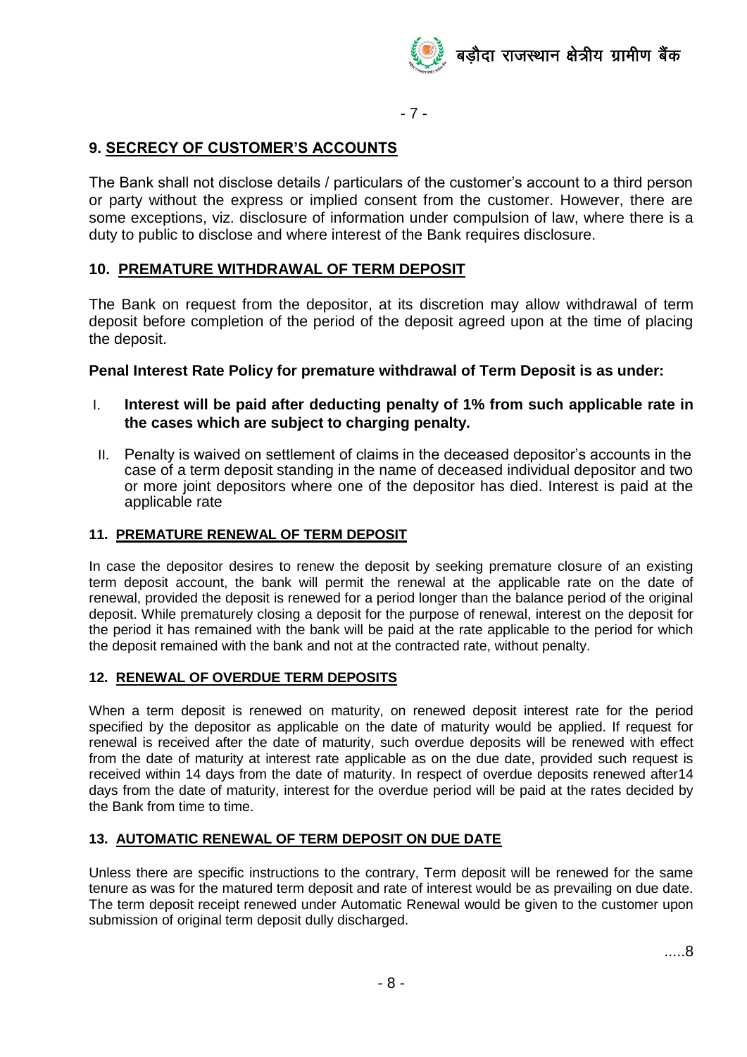## 9. SECRECY OF CUSTOMER'S ACCOUNTS

The Bank shall not disclose details / particulars of the customer's account to a third person or party without the express or implied consent from the customer. However, there are some exceptions, viz. disclosure of information under compulsion of law, where there is a duty to public to disclose and where interest of the Bank requires disclosure.

## 10. PREMATURE WITHDRAWAL OF TERM DEPOSIT

The Bank on request from the depositor, at its discretion may allow withdrawal of term deposit before completion of the period of the deposit agreed upon at the time of placing the deposit.

**Penal Interest Rate Policy for premature withdrawal of Term Deposit is as under:**

I. **Interest will be paid after deducting penalty of 1% from such applicable rate in the cases which are subject to charging penalty.**

II. Penalty is waived on settlement of claims in the deceased depositor's accounts in the case of a term deposit standing in the name of deceased individual depositor and two or more joint depositors where one of the depositor has died. Interest is paid at the applicable rate

## 11. PREMATURE RENEWAL OF TERM DEPOSIT

In case the depositor desires to renew the deposit by seeking premature closure of an existing term deposit account, the bank will permit the renewal at the applicable rate on the date of renewal, provided the deposit is renewed for a period longer than the balance period of the original deposit. While prematurely closing a deposit for the purpose of renewal, interest on the deposit for the period it has remained with the bank will be paid at the rate applicable to the period for which the deposit remained with the bank and not at the contracted rate, without penalty.

## 12. RENEWAL OF OVERDUE TERM DEPOSITS

When a term deposit is renewed on maturity, on renewed deposit interest rate for the period specified by the depositor as applicable on the date of maturity would be applied. If request for renewal is received after the date of maturity, such overdue deposits will be renewed with effect from the date of maturity at interest rate applicable as on the due date, provided such request is received within 14 days from the date of maturity. In respect of overdue deposits renewed after14 days from the date of maturity, interest for the overdue period will be paid at the rates decided by the Bank from time to time.

## 13. AUTOMATIC RENEWAL OF TERM DEPOSIT ON DUE DATE

Unless there are specific instructions to the contrary, Term deposit will be renewed for the same tenure as was for the matured term deposit and rate of interest would be as prevailing on due date. The term deposit receipt renewed under Automatic Renewal would be given to the customer upon submission of original term deposit dully discharged.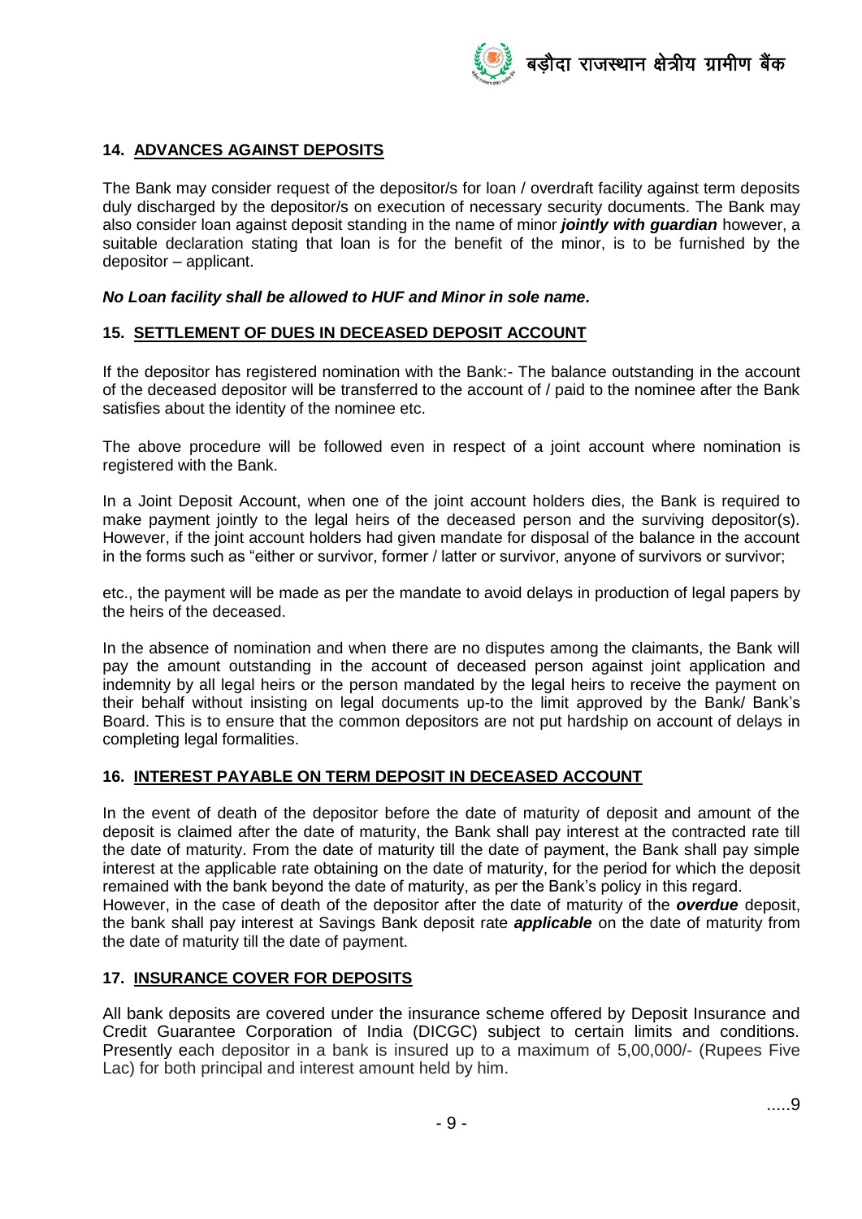## 14. ADVANCES AGAINST DEPOSITS

The Bank may consider request of the depositor/s for loan / overdraft facility against term deposits duly discharged by the depositor/s on execution of necessary security documents. The Bank may also consider loan against deposit standing in the name of minor ***jointly with guardian*** however, a suitable declaration stating that loan is for the benefit of the minor, is to be furnished by the depositor – applicant.

***No Loan facility shall be allowed to HUF and Minor in sole name.***

## 15. SETTLEMENT OF DUES IN DECEASED DEPOSIT ACCOUNT

If the depositor has registered nomination with the Bank:- The balance outstanding in the account of the deceased depositor will be transferred to the account of / paid to the nominee after the Bank satisfies about the identity of the nominee etc.

The above procedure will be followed even in respect of a joint account where nomination is registered with the Bank.

In a Joint Deposit Account, when one of the joint account holders dies, the Bank is required to make payment jointly to the legal heirs of the deceased person and the surviving depositor(s). However, if the joint account holders had given mandate for disposal of the balance in the account in the forms such as "either or survivor, former / latter or survivor, anyone of survivors or survivor;

etc., the payment will be made as per the mandate to avoid delays in production of legal papers by the heirs of the deceased.

In the absence of nomination and when there are no disputes among the claimants, the Bank will pay the amount outstanding in the account of deceased person against joint application and indemnity by all legal heirs or the person mandated by the legal heirs to receive the payment on their behalf without insisting on legal documents up-to the limit approved by the Bank/ Bank's Board. This is to ensure that the common depositors are not put hardship on account of delays in completing legal formalities.

## 16. INTEREST PAYABLE ON TERM DEPOSIT IN DECEASED ACCOUNT

In the event of death of the depositor before the date of maturity of deposit and amount of the deposit is claimed after the date of maturity, the Bank shall pay interest at the contracted rate till the date of maturity. From the date of maturity till the date of payment, the Bank shall pay simple interest at the applicable rate obtaining on the date of maturity, for the period for which the deposit remained with the bank beyond the date of maturity, as per the Bank's policy in this regard.

However, in the case of death of the depositor after the date of maturity of the ***overdue*** deposit, the bank shall pay interest at Savings Bank deposit rate ***applicable*** on the date of maturity from the date of maturity till the date of payment.

## 17. INSURANCE COVER FOR DEPOSITS

All bank deposits are covered under the insurance scheme offered by Deposit Insurance and Credit Guarantee Corporation of India (DICGC) subject to certain limits and conditions. Presently each depositor in a bank is insured up to a maximum of 5,00,000/- (Rupees Five Lac) for both principal and interest amount held by him.

.....9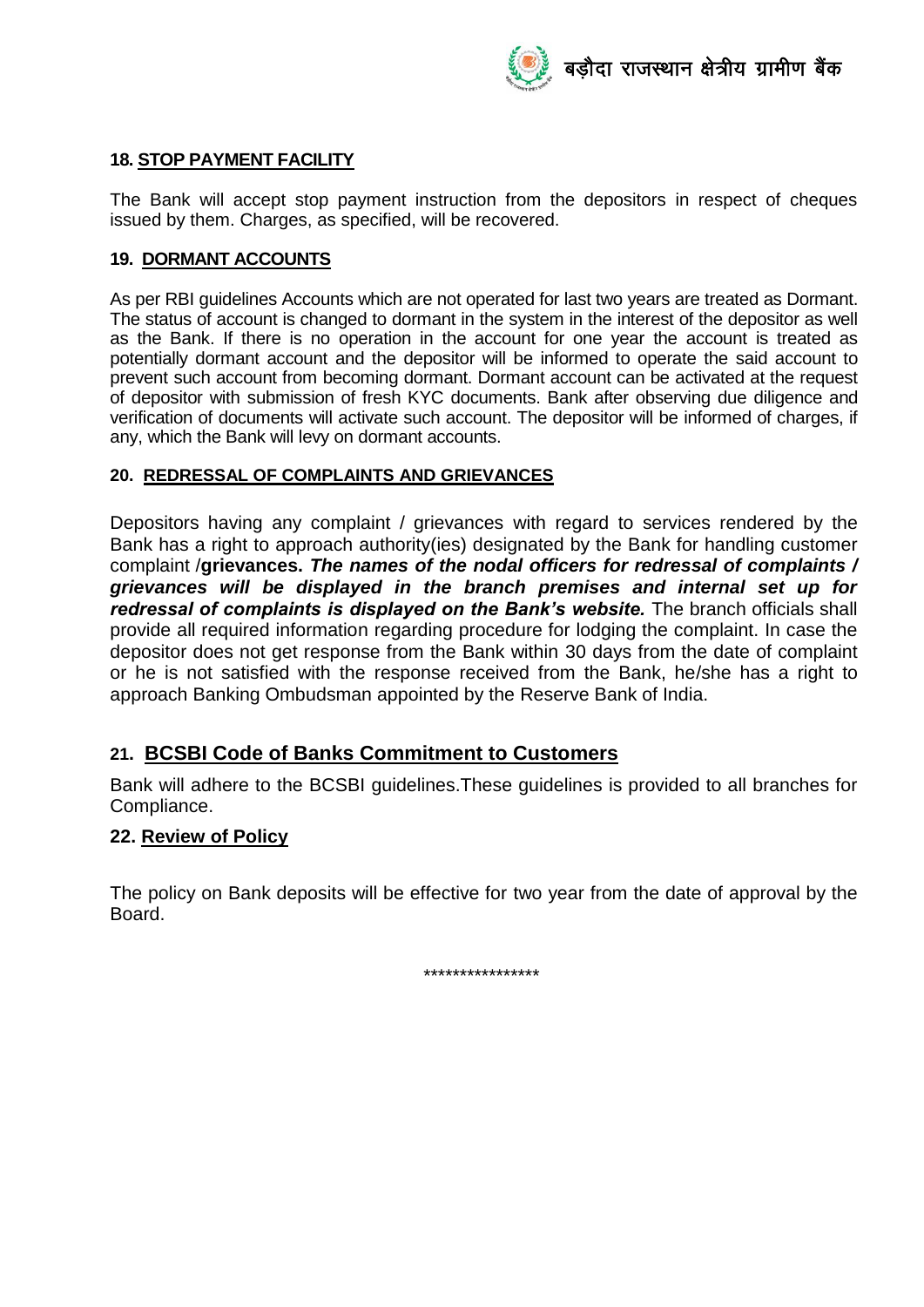### 18. STOP PAYMENT FACILITY

The Bank will accept stop payment instruction from the depositors in respect of cheques issued by them. Charges, as specified, will be recovered.

### 19. DORMANT ACCOUNTS

As per RBI guidelines Accounts which are not operated for last two years are treated as Dormant. The status of account is changed to dormant in the system in the interest of the depositor as well as the Bank. If there is no operation in the account for one year the account is treated as potentially dormant account and the depositor will be informed to operate the said account to prevent such account from becoming dormant. Dormant account can be activated at the request of depositor with submission of fresh KYC documents. Bank after observing due diligence and verification of documents will activate such account. The depositor will be informed of charges, if any, which the Bank will levy on dormant accounts.

### 20. REDRESSAL OF COMPLAINTS AND GRIEVANCES

Depositors having any complaint / grievances with regard to services rendered by the Bank has a right to approach authority(ies) designated by the Bank for handling customer complaint /**grievances.** ***The names of the nodal officers for redressal of complaints / grievances will be displayed in the branch premises and internal set up for redressal of complaints is displayed on the Bank's website.*** The branch officials shall provide all required information regarding procedure for lodging the complaint. In case the depositor does not get response from the Bank within 30 days from the date of complaint or he is not satisfied with the response received from the Bank, he/she has a right to approach Banking Ombudsman appointed by the Reserve Bank of India.

## 21. BCSBI Code of Banks Commitment to Customers

Bank will adhere to the BCSBI guidelines.These guidelines is provided to all branches for Compliance.

### 22. Review of Policy

The policy on Bank deposits will be effective for two year from the date of approval by the Board.

****************